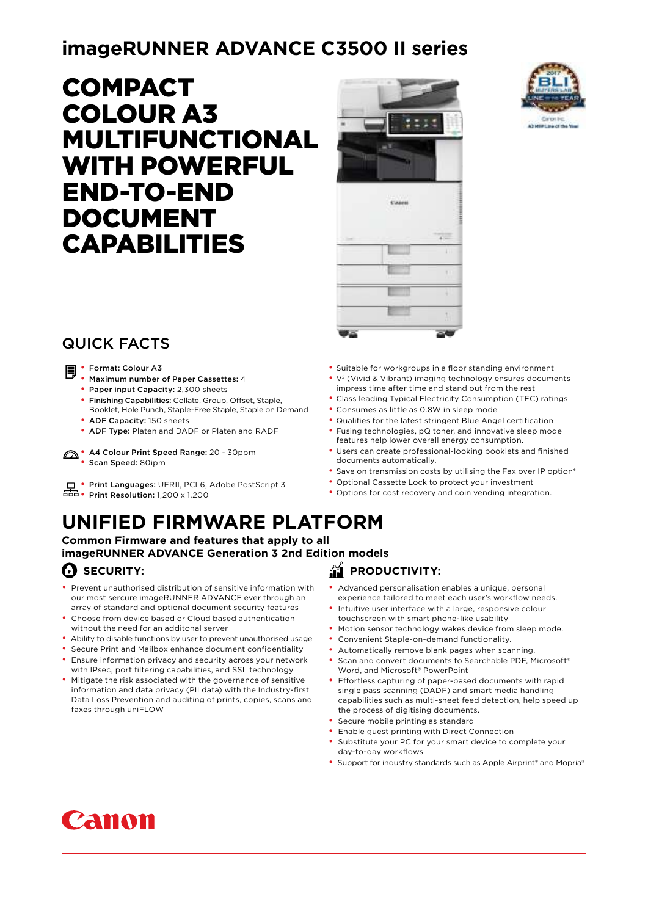# imageRUNNER ADVANCE C3500 II series

# COMPACT COLOUR A3 MULTIFUNCTIONAL WITH POWERFUL END-TO-END DOCUMENT CAPABILITIES

## QUICK FACTS

- **Format: Colour A3**
- **Maximum number of Paper Cassettes:** 4
- **Paper input Capacity:** 2,300 sheets
- **Finishing Capabilities:** Collate, Group, Offset, Staple, Booklet, Hole Punch, Staple-Free Staple, Staple on Demand
- **ADF Capacity:** 150 sheets
- **ADF Type:** Platen and DADF or Platen and RADF

- **A4 Colour Print Speed Range:** 20 - 30ppm
- **Scan Speed:** 80ipm

- **Print Languages:** UFRII, PCL6, Adobe PostScript 3
- **Print Resolution:** 1,200 x 1,200

- Suitable for workgroups in a floor standing environment
- V² (Vivid & Vibrant) imaging technology ensures documents impress time after time and stand out from the rest
- Class leading Typical Electricity Consumption (TEC) ratings
- Consumes as little as 0.8W in sleep mode
- Qualifies for the latest stringent Blue Angel certification
- Fusing technologies, pQ toner, and innovative sleep mode features help lower overall energy consumption.
- Users can create professional-looking booklets and finished documents automatically.
- Save on transmission costs by utilising the Fax over IP option*
- Optional Cassette Lock to protect your investment
- Options for cost recovery and coin vending integration.

# UNIFIED FIRMWARE PLATFORM

**Common Firmware and features that apply to all imageRUNNER ADVANCE Generation 3 2nd Edition models**

### SECURITY:

- Prevent unauthorised distribution of sensitive information with our most sercure imageRUNNER ADVANCE ever through an array of standard and optional document security features
- Choose from device based or Cloud based authentication without the need for an additonal server
- Ability to disable functions by user to prevent unauthorised usage
- Secure Print and Mailbox enhance document confidentiality
- Ensure information privacy and security across your network with IPsec, port filtering capabilities, and SSL technology
- Mitigate the risk associated with the governance of sensitive information and data privacy (PII data) with the Industry-first Data Loss Prevention and auditing of prints, copies, scans and faxes through uniFLOW

### PRODUCTIVITY:

- Advanced personalisation enables a unique, personal experience tailored to meet each user's workflow needs.
- Intuitive user interface with a large, responsive colour touchscreen with smart phone-like usability
- Motion sensor technology wakes device from sleep mode.
- Convenient Staple-on-demand functionality.
- Automatically remove blank pages when scanning.
- Scan and convert documents to Searchable PDF, Microsoft® Word, and Microsoft® PowerPoint
- Effortless capturing of paper-based documents with rapid single pass scanning (DADF) and smart media handling capabilities such as multi-sheet feed detection, help speed up the process of digitising documents.
- Secure mobile printing as standard
- Enable guest printing with Direct Connection
- Substitute your PC for your smart device to complete your day-to-day workflows
- Support for industry standards such as Apple Airprint® and Mopria®

Canon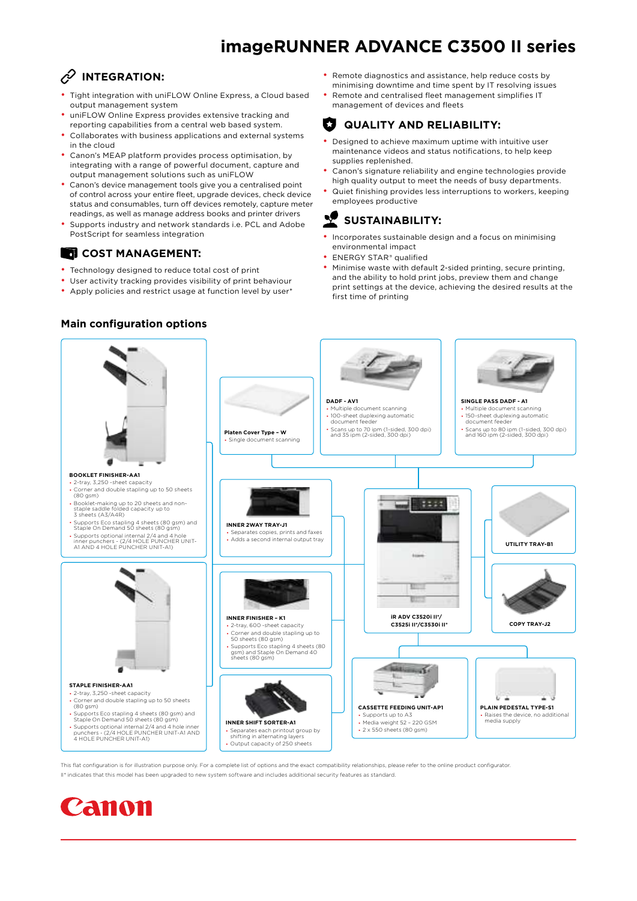# imageRUNNER ADVANCE C3500 II series

## INTEGRATION:

- Tight integration with uniFLOW Online Express, a Cloud based output management system
- uniFLOW Online Express provides extensive tracking and reporting capabilities from a central web based system.
- Collaborates with business applications and external systems in the cloud
- Canon's MEAP platform provides process optimisation, by integrating with a range of powerful document, capture and output management solutions such as uniFLOW
- Canon's device management tools give you a centralised point of control across your entire fleet, upgrade devices, check device status and consumables, turn off devices remotely, capture meter readings, as well as manage address books and printer drivers
- Supports industry and network standards i.e. PCL and Adobe PostScript for seamless integration

## COST MANAGEMENT:

- Technology designed to reduce total cost of print
- User activity tracking provides visibility of print behaviour
- Apply policies and restrict usage at function level by user*

- Remote diagnostics and assistance, help reduce costs by minimising downtime and time spent by IT resolving issues
- Remote and centralised fleet management simplifies IT management of devices and fleets

## QUALITY AND RELIABILITY:

- Designed to achieve maximum uptime with intuitive user maintenance videos and status notifications, to help keep supplies replenished.
- Canon's signature reliability and engine technologies provide high quality output to meet the needs of busy departments.
- Quiet finishing provides less interruptions to workers, keeping employees productive

## SUSTAINABILITY:

- Incorporates sustainable design and a focus on minimising environmental impact
- ENERGY STAR® qualified
- Minimise waste with default 2-sided printing, secure printing, and the ability to hold print jobs, preview them and change print settings at the device, achieving the desired results at the first time of printing

## Main configuration options

**BOOKLET FINISHER-AA1**
- 2-tray, 3,250 -sheet capacity
- Corner and double stapling up to 50 sheets (80 gsm)
- Booklet-making up to 20 sheets and non-staple saddle folded capacity up to 3 sheets (A3/A4R)
- Supports Eco stapling 4 sheets (80 gsm) and Staple On Demand 50 sheets (80 gsm)
- Supports optional internal 2/4 and 4 hole inner punchers - (2/4 HOLE PUNCHER UNIT-A1 AND 4 HOLE PUNCHER UNIT-A1)

**STAPLE FINISHER-AA1**
- 2-tray, 3,250 -sheet capacity
- Corner and double stapling up to 50 sheets (80 gsm)
- Supports Eco stapling 4 sheets (80 gsm) and Staple On Demand 50 sheets (80 gsm)
- Supports optional internal 2/4 and 4 hole inner punchers - (2/4 HOLE PUNCHER UNIT-A1 AND 4 HOLE PUNCHER UNIT-A1)

**Platen Cover Type – W**
- Single document scanning

**DADF - AV1**
- Multiple document scanning
- 100-sheet duplexing automatic document feeder
- Scans up to 70 ipm (1-sided, 300 dpi) and 35 ipm (2-sided, 300 dpi)

**SINGLE PASS DADF - A1**
- Multiple document scanning
- 150-sheet duplexing automatic document feeder
- Scans up to 80 ipm (1-sided, 300 dpi) and 160 ipm (2-sided, 300 dpi)

**INNER 2WAY TRAY-J1**
- Separates copies, prints and faxes
- Adds a second internal output tray

**INNER FINISHER – K1**
- 2-tray, 600 -sheet capacity
- Corner and double stapling up to 50 sheets (80 gsm)
- Supports Eco stapling 4 sheets (80 gsm) and Staple On Demand 40 sheets (80 gsm)

**INNER SHIFT SORTER-A1**
- Separates each printout group by shifting in alternating layers
- Output capacity of 250 sheets

**iR ADV C3520i II\*/ C3525i II\*/C3530i II\***

**UTILITY TRAY-B1**

**COPY TRAY-J2**

**CASSETTE FEEDING UNIT-AP1**
- Supports up to A3
- Media weight 52 - 220 GSM
- 2 x 550 sheets (80 gsm)

**PLAIN PEDESTAL TYPE-S1**
- Raises the device, no additional media supply

This flat configuration is for illustration purpose only. For a complete list of options and the exact compatibility relationships, please refer to the online product configurator.

II* indicates that this model has been upgraded to new system software and includes additional security features as standard.

Canon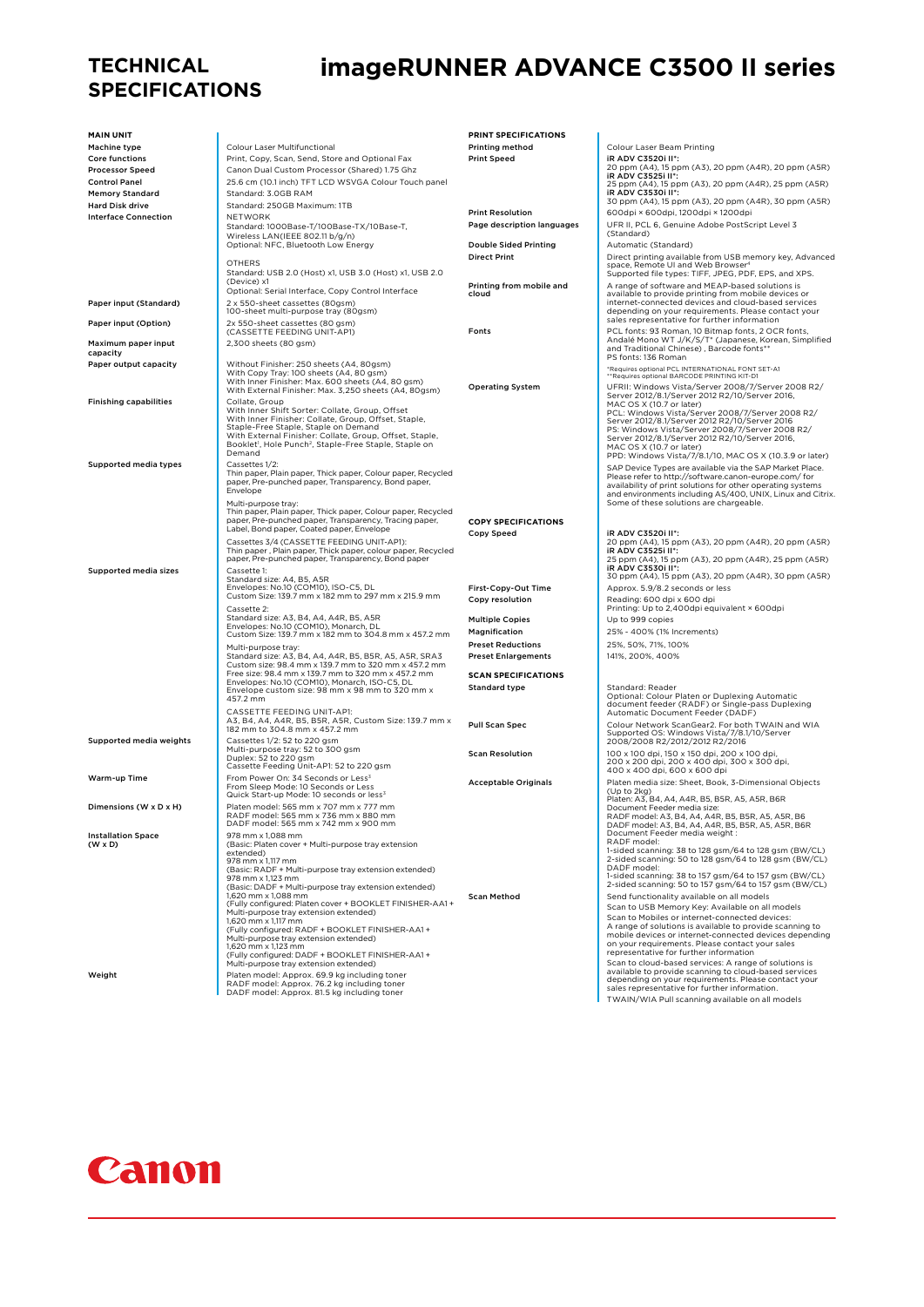# TECHNICAL SPECIFICATIONS

# imageRUNNER ADVANCE C3500 II series

## MAIN UNIT

| | |
|---|---|
| Machine type | Colour Laser Multifunctional |
| Core functions | Print, Copy, Scan, Send, Store and Optional Fax |
| Processor Speed | Canon Dual Custom Processor (Shared) 1.75 Ghz |
| Control Panel | 25.6 cm (10.1 inch) TFT LCD WSVGA Colour Touch panel |
| Memory Standard | Standard: 3.0GB RAM |
| Hard Disk drive | Standard: 250GB Maximum: 1TB |
| Interface Connection | NETWORK<br>Standard: 1000Base-T/100Base-TX/10Base-T, Wireless LAN(IEEE 802.11 b/g/n)<br>Optional: NFC, Bluetooth Low Energy<br><br>OTHERS<br>Standard: USB 2.0 (Host) x1, USB 3.0 (Host) x1, USB 2.0 (Device) x1<br>Optional: Serial Interface, Copy Control Interface |
| Paper input (Standard) | 2 x 550-sheet cassettes (80gsm)<br>100-sheet multi-purpose tray (80gsm) |
| Paper input (Option) | 2x 550-sheet cassettes (80 gsm)<br>(CASSETTE FEEDING UNIT-AP1) |
| Maximum paper input capacity | 2,300 sheets (80 gsm) |
| Paper output capacity | Without Finisher: 250 sheets (A4, 80gsm)<br>With Copy Tray: 100 sheets (A4, 80 gsm)<br>With Inner Finisher: Max. 600 sheets (A4, 80 gsm)<br>With External Finisher: Max. 3,250 sheets (A4, 80gsm) |
| Finishing capabilities | Collate, Group<br>With Inner Shift Sorter: Collate, Group, Offset<br>With Inner Finisher: Collate, Group, Offset, Staple, Staple-Free Staple, Staple on Demand<br>With External Finisher: Collate, Group, Offset, Staple, Booklet[1], Hole Punch[2], Staple-Free Staple, Staple on Demand |
| Supported media types | Cassettes 1/2:<br>Thin paper, Plain paper, Thick paper, Colour paper, Recycled paper, Pre-punched paper, Transparency, Bond paper, Envelope<br><br>Multi-purpose tray:<br>Thin paper, Plain paper, Thick paper, Colour paper, Recycled paper, Pre-punched paper, Transparency, Tracing paper, Label, Bond paper, Coated paper, Envelope<br><br>Cassettes 3/4 (CASSETTE FEEDING UNIT-AP1):<br>Thin paper , Plain paper, Thick paper, Colour paper, Recycled paper, Pre-punched paper, Transparency, Bond paper |
| Supported media sizes | Cassette 1:<br>Standard size: A4, B5, A5R<br>Envelopes: No.10 (COM10), ISO-C5, DL<br>Custom Size: 139.7 mm x 182 mm to 297 mm x 215.9 mm<br><br>Cassette 2:<br>Standard size: A3, B4, A4, A4R, B5, A5R<br>Envelopes: No.10 (COM10), Monarch, DL<br>Custom Size: 139.7 mm x 182 mm to 304.8 mm x 457.2 mm<br><br>Multi-purpose tray:<br>Standard size: A3, B4, A4, A4R, B5, B5R, A5, A5R, SRA3<br>Custom size: 98.4 mm x 139.7 mm to 320 mm x 457.2 mm<br>Free size: 98.4 mm x 139.7 mm to 320 mm x 457.2 mm<br>Envelopes: No.10 (COM10), Monarch, ISO-C5, DL<br>Envelope custom size: 98 mm x 98 mm to 320 mm x 457.2 mm<br><br>CASSETTE FEEDING UNIT-AP1:<br>A3, B4, A4, A4R, B5, B5R, A5R, Custom Size: 139.7 mm x 182 mm to 304.8 mm x 457.2 mm |
| Supported media weights | Cassettes 1/2: 52 to 220 gsm<br>Multi-purpose tray: 52 to 300 gsm<br>Duplex: 52 to 220 gsm<br>Cassette Feeding Unit-AP1: 52 to 220 gsm |
| Warm-up Time | From Power On: 34 Seconds or Less[3]<br>From Sleep Mode: 10 Seconds or Less<br>Quick Start-up Mode: 10 seconds or less[3] |
| Dimensions (W x D x H) | Platen model: 565 mm x 707 mm x 777 mm<br>RADF model: 565 mm x 736 mm x 880 mm<br>DADF model: 565 mm x 742 mm x 900 mm |
| Installation Space (W x D) | 978 mm x 1,088 mm<br>(Basic: Platen cover + Multi-purpose tray extension extended)<br>978 mm x 1,117 mm<br>(Basic: RADF + Multi-purpose tray extension extended)<br>978 mm x 1,123 mm<br>(Basic: DADF + Multi-purpose tray extension extended)<br>1,620 mm x 1,088 mm<br>(Fully configured: Platen cover + BOOKLET FINISHER-AA1 + Multi-purpose tray extension extended)<br>1,620 mm x 1,117 mm<br>(Fully configured: RADF + BOOKLET FINISHER-AA1 + Multi-purpose tray extension extended)<br>1,620 mm x 1,123 mm<br>(Fully configured: DADF + BOOKLET FINISHER-AA1 + Multi-purpose tray extension extended) |
| Weight | Platen model: Approx. 69.9 kg including toner<br>RADF model: Approx. 76.2 kg including toner<br>DADF model: Approx. 81.5 kg including toner |

## PRINT SPECIFICATIONS

| | |
|---|---|
| Printing method | Colour Laser Beam Printing |
| Print Speed | **iR ADV C3520i II\*:**<br>20 ppm (A4), 15 ppm (A3), 20 ppm (A4R), 20 ppm (A5R)<br>**iR ADV C3525i II\*:**<br>25 ppm (A4), 15 ppm (A3), 20 ppm (A4R), 25 ppm (A5R)<br>**iR ADV C3530i II\*:**<br>30 ppm (A4), 15 ppm (A3), 20 ppm (A4R), 30 ppm (A5R) |
| Print Resolution | 600dpi × 600dpi, 1200dpi × 1200dpi |
| Page description languages | UFR II, PCL 6, Genuine Adobe PostScript Level 3 (Standard) |
| Double Sided Printing | Automatic (Standard) |
| Direct Print | Direct printing available from USB memory key, Advanced space, Remote UI and Web Browser[4]<br>Supported file types: TIFF, JPEG, PDF, EPS, and XPS. |
| Printing from mobile and cloud | A range of software and MEAP-based solutions is available to provide printing from mobile devices or internet-connected devices and cloud-based services depending on your requirements. Please contact your sales representative for further information |
| Fonts | PCL fonts: 93 Roman, 10 Bitmap fonts, 2 OCR fonts, Andalé Mono WT J/K/S/T* (Japanese, Korean, Simplified and Traditional Chinese) , Barcode fonts**<br>PS fonts: 136 Roman<br><br>*Requires optional PCL INTERNATIONAL FONT SET-A1<br>**Requires optional BARCODE PRINTING KIT-D1 |
| Operating System | UFRII: Windows Vista/Server 2008/7/Server 2008 R2/ Server 2012/8.1/Server 2012 R2/10/Server 2016, MAC OS X (10.7 or later)<br>PCL: Windows Vista/Server 2008/7/Server 2008 R2/ Server 2012/8.1/Server 2012 R2/10/Server 2016<br>PS: Windows Vista/Server 2008/7/Server 2008 R2/ Server 2012/8.1/Server 2012 R2/10/Server 2016, MAC OS X (10.7 or later)<br>PPD: Windows Vista/7/8.1/10, MAC OS X (10.3.9 or later)<br><br>SAP Device Types are available via the SAP Market Place. Please refer to http://software.canon-europe.com/ for availability of print solutions for other operating systems and environments including AS/400, UNIX, Linux and Citrix. Some of these solutions are chargeable. |

## COPY SPECIFICATIONS

| | |
|---|---|
| Copy Speed | **iR ADV C3520i II\*:**<br>20 ppm (A4), 15 ppm (A3), 20 ppm (A4R), 20 ppm (A5R)<br>**iR ADV C3525i II\*:**<br>25 ppm (A4), 15 ppm (A3), 20 ppm (A4R), 25 ppm (A5R)<br>**iR ADV C3530i II\*:**<br>30 ppm (A4), 15 ppm (A3), 20 ppm (A4R), 30 ppm (A5R) |
| First-Copy-Out Time | Approx. 5.9/8.2 seconds or less |
| Copy resolution | Reading: 600 dpi x 600 dpi<br>Printing: Up to 2,400dpi equivalent × 600dpi |
| Multiple Copies | Up to 999 copies |
| Magnification | 25% - 400% (1% Increments) |
| Preset Reductions | 25%, 50%, 71%, 100% |
| Preset Enlargements | 141%, 200%, 400% |

## SCAN SPECIFICATIONS

| | |
|---|---|
| Standard type | Standard: Reader<br>Optional: Colour Platen or Duplexing Automatic document feeder (RADF) or Single-pass Duplexing Automatic Document Feeder (DADF) |
| Pull Scan Spec | Colour Network ScanGear2. For both TWAIN and WIA<br>Supported OS: Windows Vista/7/8.1/10/Server 2008/2008 R2/2012/2012 R2/2016 |
| Scan Resolution | 100 x 100 dpi, 150 x 150 dpi, 200 x 100 dpi, 200 x 200 dpi, 200 x 400 dpi, 300 x 300 dpi, 400 x 400 dpi, 600 x 600 dpi |
| Acceptable Originals | Platen media size: Sheet, Book, 3-Dimensional Objects (Up to 2kg)<br>Platen: A3, B4, A4, A4R, B5, B5R, A5, A5R, B6R<br>Document Feeder media size:<br>RADF model: A3, B4, A4, A4R, B5, B5R, A5, A5R, B6<br>DADF model: A3, B4, A4, A4R, B5, B5R, A5, A5R, B6R<br>Document Feeder media weight :<br>RADF model:<br>1-sided scanning: 38 to 128 gsm/64 to 128 gsm (BW/CL)<br>2-sided scanning: 50 to 128 gsm/64 to 128 gsm (BW/CL)<br>DADF model:<br>1-sided scanning: 38 to 157 gsm/64 to 157 gsm (BW/CL)<br>2-sided scanning: 50 to 157 gsm/64 to 157 gsm (BW/CL) |
| Scan Method | Send functionality available on all models<br>Scan to USB Memory Key: Available on all models<br>Scan to Mobiles or internet-connected devices:<br>A range of solutions is available to provide scanning to mobile devices or internet-connected devices depending on your requirements. Please contact your sales representative for further information<br>Scan to cloud-based services: A range of solutions is available to provide scanning to cloud-based services depending on your requirements. Please contact your sales representative for further information.<br>TWAIN/WIA Pull scanning available on all models |

Canon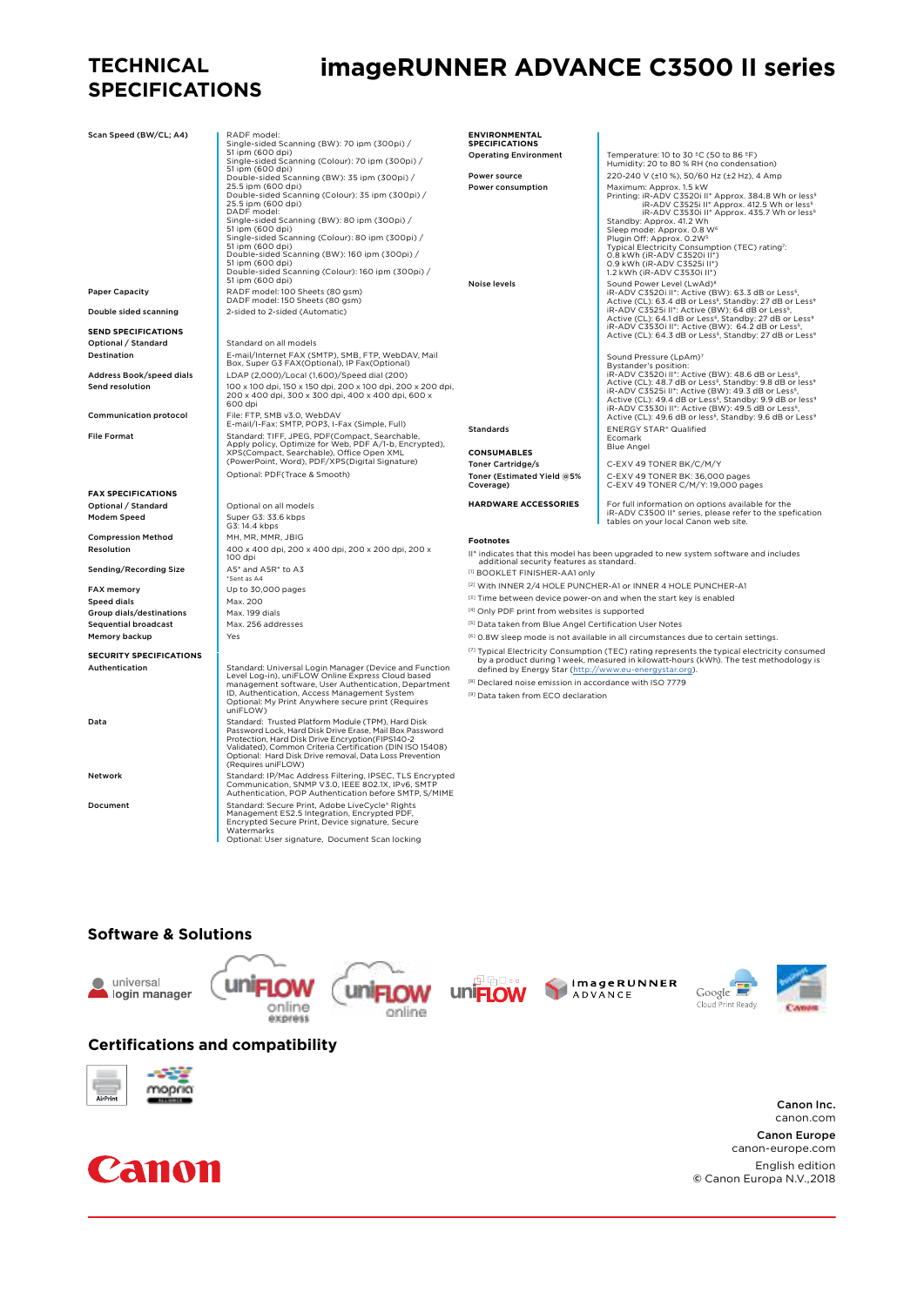# TECHNICAL SPECIFICATIONS

# imageRUNNER ADVANCE C3500 II series

| | |
|---|---|
| Scan Speed (BW/CL; A4) | RADF model:<br>Single-sided Scanning (BW): 70 ipm (300pi) / 51 ipm (600 dpi)<br>Single-sided Scanning (Colour): 70 ipm (300pi) / 51 ipm (600 dpi)<br>Double-sided Scanning (BW): 35 ipm (300pi) / 25.5 ipm (600 dpi)<br>Double-sided Scanning (Colour): 35 ipm (300pi) / 25.5 ipm (600 dpi)<br>DADF model:<br>Single-sided Scanning (BW): 80 ipm (300pi) / 51 ipm (600 dpi)<br>Single-sided Scanning (Colour): 80 ipm (300pi) / 51 ipm (600 dpi)<br>Double-sided Scanning (BW): 160 ipm (300pi) / 51 ipm (600 dpi)<br>Double-sided Scanning (Colour): 160 ipm (300pi) / 51 ipm (600 dpi) |
| Paper Capacity | RADF model: 100 Sheets (80 gsm)<br>DADF model: 150 Sheets (80 gsm) |
| Double sided scanning | 2-sided to 2-sided (Automatic) |

| **SEND SPECIFICATIONS** | |
|---|---|
| Optional / Standard | Standard on all models |
| Destination | E-mail/Internet FAX (SMTP), SMB, FTP, WebDAV, Mail Box, Super G3 FAX(Optional), IP Fax(Optional) |
| Address Book/speed dials | LDAP (2,000)/Local (1,600)/Speed dial (200) |
| Send resolution | 100 x 100 dpi, 150 x 150 dpi, 200 x 100 dpi, 200 x 200 dpi, 200 x 400 dpi, 300 x 300 dpi, 400 x 400 dpi, 600 x 600 dpi |
| Communication protocol | File: FTP, SMB v3.0, WebDAV<br>E-mail/I-Fax: SMTP, POP3, I-Fax (Simple, Full) |
| File Format | Standard: TIFF, JPEG, PDF(Compact, Searchable, Apply policy, Optimize for Web, PDF A/1-b, Encrypted), XPS(Compact, Searchable), Office Open XML (PowerPoint, Word), PDF/XPS(Digital Signature)<br>Optional: PDF(Trace & Smooth) |

| **FAX SPECIFICATIONS** | |
|---|---|
| Optional / Standard | Optional on all models |
| Modem Speed | Super G3: 33.6 kbps<br>G3: 14.4 kbps |
| Compression Method | MH, MR, MMR, JBIG |
| Resolution | 400 x 400 dpi, 200 x 400 dpi, 200 x 200 dpi, 200 x 100 dpi |
| Sending/Recording Size | A5* and A5R* to A3<br>*Sent as A4 |
| FAX memory | Up to 30,000 pages |
| Speed dials | Max. 200 |
| Group dials/destinations | Max. 199 dials |
| Sequential broadcast | Max. 256 addresses |
| Memory backup | Yes |

| **SECURITY SPECIFICATIONS** | |
|---|---|
| Authentication | Standard: Universal Login Manager (Device and Function Level Log-in), uniFLOW Online Express Cloud based management software, User Authentication, Department ID, Authentication, Access Management System<br>Optional: My Print Anywhere secure print (Requires uniFLOW) |
| Data | Standard: Trusted Platform Module (TPM), Hard Disk Password Lock, Hard Disk Drive Erase, Mail Box Password Protection, Hard Disk Drive Encryption(FIPS140-2 Validated), Common Criteria Certification (DIN ISO 15408)<br>Optional: Hard Disk Drive removal, Data Loss Prevention (Requires uniFLOW) |
| Network | Standard: IP/Mac Address Filtering, IPSEC, TLS Encrypted Communication, SNMP V3.0, IEEE 802.1X, IPv6, SMTP Authentication, POP Authentication before SMTP, S/MIME |
| Document | Standard: Secure Print, Adobe LiveCycle® Rights Management ES2.5 Integration, Encrypted PDF, Encrypted Secure Print, Device signature, Secure Watermarks<br>Optional: User signature, Document Scan locking |

| **ENVIRONMENTAL SPECIFICATIONS** | |
|---|---|
| Operating Environment | Temperature: 10 to 30 °C (50 to 86 °F)<br>Humidity: 20 to 80 % RH (no condensation) |
| Power source | 220-240 V (±10 %), 50/60 Hz (±2 Hz), 4 Amp |
| Power consumption | Maximum: Approx. 1.5 kW<br>Printing: iR-ADV C3520i II* Approx. 384.8 Wh or less[5]<br>iR-ADV C3525i II* Approx. 412.5 Wh or less[5]<br>iR-ADV C3530i II* Approx. 435.7 Wh or less[5]<br>Standby: Approx. 41.2 Wh<br>Sleep mode: Approx. 0.8 W[6]<br>Plugin Off: Approx. 0.2W[5]<br>Typical Electricity Consumption (TEC) rating[7]:<br>0.8 kWh (iR-ADV C3520i II*)<br>0.9 kWh (iR-ADV C3525i II*)<br>1.2 kWh (iR-ADV C3530i II*) |
| Noise levels | Sound Power Level (LwAd)[8]<br>iR-ADV C3520i II*: Active (BW): 63.3 dB or Less[9], Active (CL): 63.4 dB or Less[9], Standby: 27 dB or Less[9]<br>iR-ADV C3525i II*: Active (BW): 64 dB or Less[9], Active (CL): 64.1 dB or Less[9], Standby: 27 dB or Less[9]<br>iR-ADV C3530i II*: Active (BW): 64.2 dB or Less[9], Active (CL): 64.3 dB or Less[9], Standby: 27 dB or Less[9]<br><br>Sound Pressure (LpAm)[7]<br>Bystander's position:<br>iR-ADV C3520i II*: Active (BW): 48.6 dB or Less[9], Active (CL): 48.7 dB or Less[9], Standby: 9.8 dB or less[9]<br>iR-ADV C3525i II*: Active (BW): 49.3 dB or Less[9], Active (CL): 49.4 dB or Less[9], Standby: 9.9 dB or less[9]<br>iR-ADV C3530i II*: Active (BW): 49.5 dB or Less[9], Active (CL): 49.6 dB or Less[9], Standby: 9.6 dB or Less[9] |
| Standards | ENERGY STAR® Qualified<br>Ecomark<br>Blue Angel |

| **CONSUMABLES** | |
|---|---|
| Toner Cartridge/s | C-EXV 49 TONER BK/C/M/Y |
| Toner (Estimated Yield @5% Coverage) | C-EXV 49 TONER BK: 36,000 pages<br>C-EXV 49 TONER C/M/Y: 19,000 pages |

| | |
|---|---|
| **HARDWARE ACCESSORIES** | For full information on options available for the iR-ADV C3500 II* series, please refer to the spefication tables on your local Canon web site. |

**Footnotes**

II* indicates that this model has been upgraded to new system software and includes additional security features as standard.

[1] BOOKLET FINISHER-AA1 only

[2] With INNER 2/4 HOLE PUNCHER-A1 or INNER 4 HOLE PUNCHER-A1

[3] Time between device power-on and when the start key is enabled

[4] Only PDF print from websites is supported

[5] Data taken from Blue Angel Certification User Notes

[6] 0.8W sleep mode is not available in all circumstances due to certain settings.

[7] Typical Electricity Consumption (TEC) rating represents the typical electricity consumed by a product during 1 week, measured in kilowatt-hours (kWh). The test methodology is defined by Energy Star (http://www.eu-energystar.org).

[8] Declared noise emission in accordance with ISO 7779

[9] Data taken from ECO declaration

## Software & Solutions

universal login manager

uniFLOW online express

uniFLOW online

uniFLOW

imageRUNNER ADVANCE

Google Cloud Print Ready

## Certifications and compatibility

AirPrint

mopria

Canon

Canon Inc.
canon.com

Canon Europe
canon-europe.com

English edition
© Canon Europa N.V.,2018